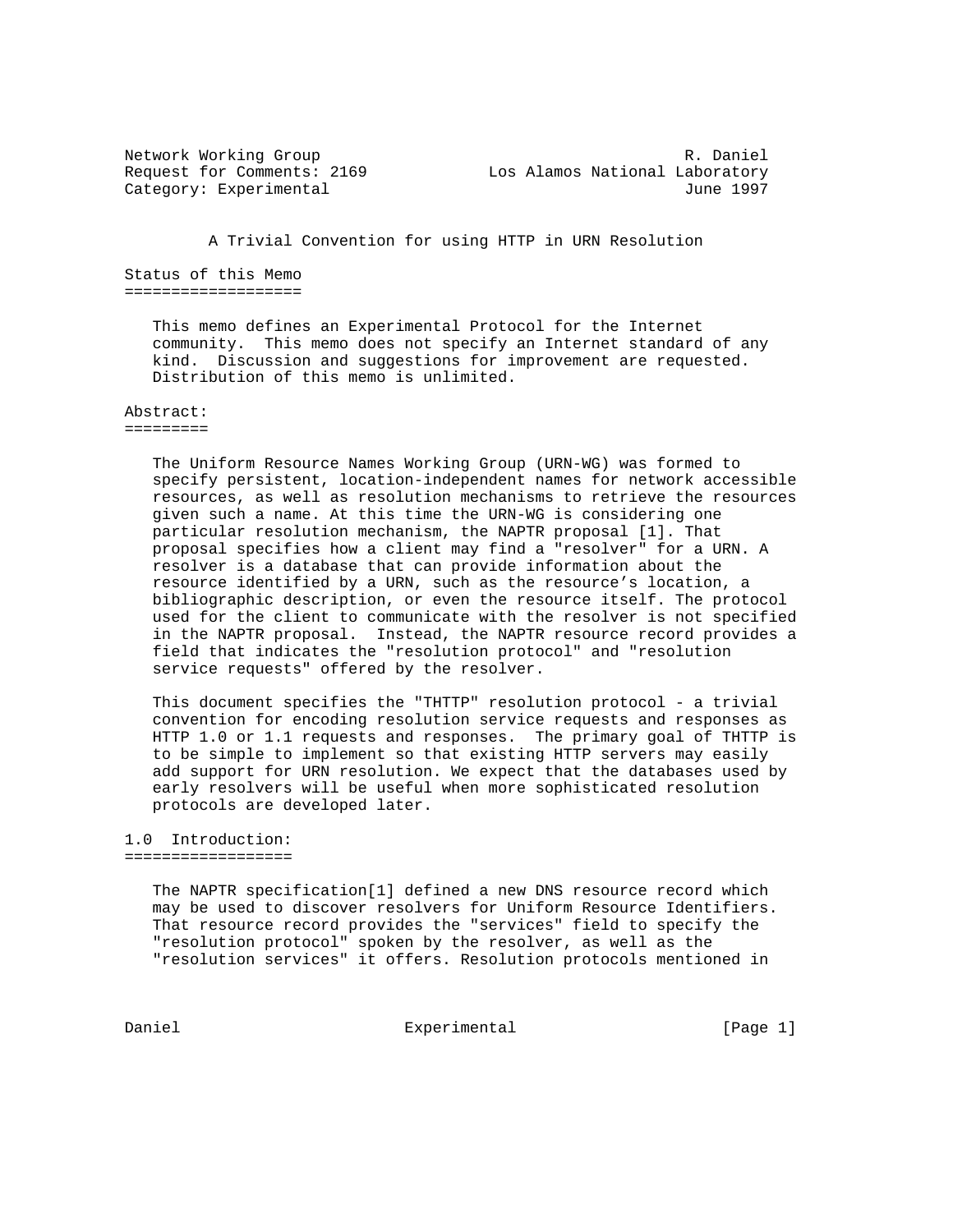Network Working Group R. Daniel
Request for Comments: 2169 Los Alamos National Laboratory
Category: Experimental June 1997

# A Trivial Convention for using HTTP in URN Resolution

## Status of this Memo

This memo defines an Experimental Protocol for the Internet community. This memo does not specify an Internet standard of any kind. Discussion and suggestions for improvement are requested. Distribution of this memo is unlimited.

## Abstract:

The Uniform Resource Names Working Group (URN-WG) was formed to specify persistent, location-independent names for network accessible resources, as well as resolution mechanisms to retrieve the resources given such a name. At this time the URN-WG is considering one particular resolution mechanism, the NAPTR proposal [1]. That proposal specifies how a client may find a "resolver" for a URN. A resolver is a database that can provide information about the resource identified by a URN, such as the resource's location, a bibliographic description, or even the resource itself. The protocol used for the client to communicate with the resolver is not specified in the NAPTR proposal. Instead, the NAPTR resource record provides a field that indicates the "resolution protocol" and "resolution service requests" offered by the resolver.

This document specifies the "THTTP" resolution protocol - a trivial convention for encoding resolution service requests and responses as HTTP 1.0 or 1.1 requests and responses. The primary goal of THTTP is to be simple to implement so that existing HTTP servers may easily add support for URN resolution. We expect that the databases used by early resolvers will be useful when more sophisticated resolution protocols are developed later.

## 1.0 Introduction:

The NAPTR specification[1] defined a new DNS resource record which may be used to discover resolvers for Uniform Resource Identifiers. That resource record provides the "services" field to specify the "resolution protocol" spoken by the resolver, as well as the "resolution services" it offers. Resolution protocols mentioned in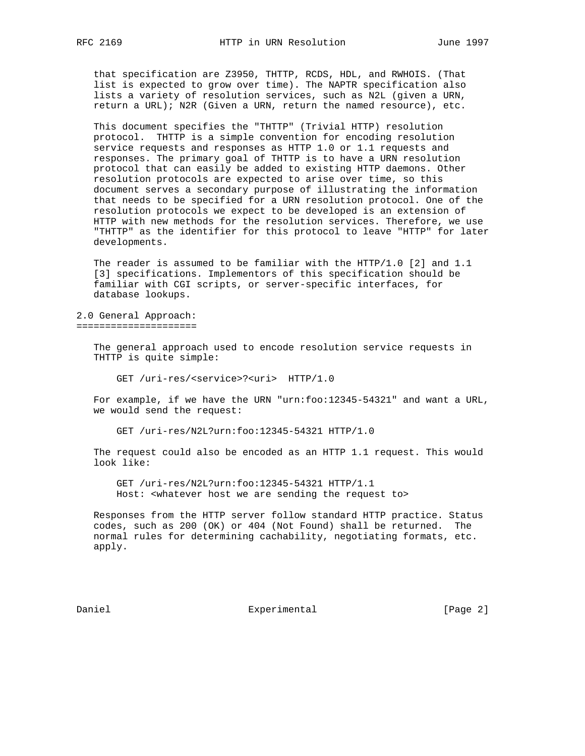that specification are Z3950, THTTP, RCDS, HDL, and RWHOIS. (That list is expected to grow over time). The NAPTR specification also lists a variety of resolution services, such as N2L (given a URN, return a URL); N2R (Given a URN, return the named resource), etc.

This document specifies the "THTTP" (Trivial HTTP) resolution protocol. THTTP is a simple convention for encoding resolution service requests and responses as HTTP 1.0 or 1.1 requests and responses. The primary goal of THTTP is to have a URN resolution protocol that can easily be added to existing HTTP daemons. Other resolution protocols are expected to arise over time, so this document serves a secondary purpose of illustrating the information that needs to be specified for a URN resolution protocol. One of the resolution protocols we expect to be developed is an extension of HTTP with new methods for the resolution services. Therefore, we use "THTTP" as the identifier for this protocol to leave "HTTP" for later developments.

The reader is assumed to be familiar with the HTTP/1.0 [2] and 1.1 [3] specifications. Implementors of this specification should be familiar with CGI scripts, or server-specific interfaces, for database lookups.

## 2.0 General Approach:

The general approach used to encode resolution service requests in THTTP is quite simple:

```
GET /uri-res/<service>?<uri>  HTTP/1.0
```

For example, if we have the URN "urn:foo:12345-54321" and want a URL, we would send the request:

```
GET /uri-res/N2L?urn:foo:12345-54321 HTTP/1.0
```

The request could also be encoded as an HTTP 1.1 request. This would look like:

```
GET /uri-res/N2L?urn:foo:12345-54321 HTTP/1.1
Host: <whatever host we are sending the request to>
```

Responses from the HTTP server follow standard HTTP practice. Status codes, such as 200 (OK) or 404 (Not Found) shall be returned. The normal rules for determining cachability, negotiating formats, etc. apply.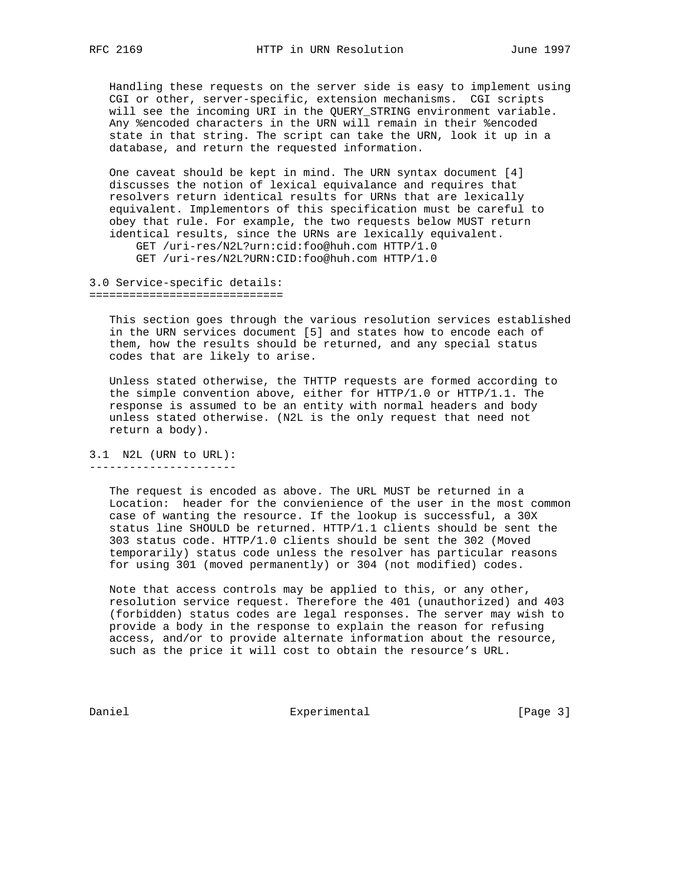Handling these requests on the server side is easy to implement using CGI or other, server-specific, extension mechanisms. CGI scripts will see the incoming URI in the QUERY_STRING environment variable. Any %encoded characters in the URN will remain in their %encoded state in that string. The script can take the URN, look it up in a database, and return the requested information.

One caveat should be kept in mind. The URN syntax document [4] discusses the notion of lexical equivalance and requires that resolvers return identical results for URNs that are lexically equivalent. Implementors of this specification must be careful to obey that rule. For example, the two requests below MUST return identical results, since the URNs are lexically equivalent.

```
GET /uri-res/N2L?urn:cid:foo@huh.com HTTP/1.0
GET /uri-res/N2L?URN:CID:foo@huh.com HTTP/1.0
```

## 3.0 Service-specific details:

This section goes through the various resolution services established in the URN services document [5] and states how to encode each of them, how the results should be returned, and any special status codes that are likely to arise.

Unless stated otherwise, the THTTP requests are formed according to the simple convention above, either for HTTP/1.0 or HTTP/1.1. The response is assumed to be an entity with normal headers and body unless stated otherwise. (N2L is the only request that need not return a body).

### 3.1 N2L (URN to URL):

The request is encoded as above. The URL MUST be returned in a Location: header for the convienience of the user in the most common case of wanting the resource. If the lookup is successful, a 30X status line SHOULD be returned. HTTP/1.1 clients should be sent the 303 status code. HTTP/1.0 clients should be sent the 302 (Moved temporarily) status code unless the resolver has particular reasons for using 301 (moved permanently) or 304 (not modified) codes.

Note that access controls may be applied to this, or any other, resolution service request. Therefore the 401 (unauthorized) and 403 (forbidden) status codes are legal responses. The server may wish to provide a body in the response to explain the reason for refusing access, and/or to provide alternate information about the resource, such as the price it will cost to obtain the resource's URL.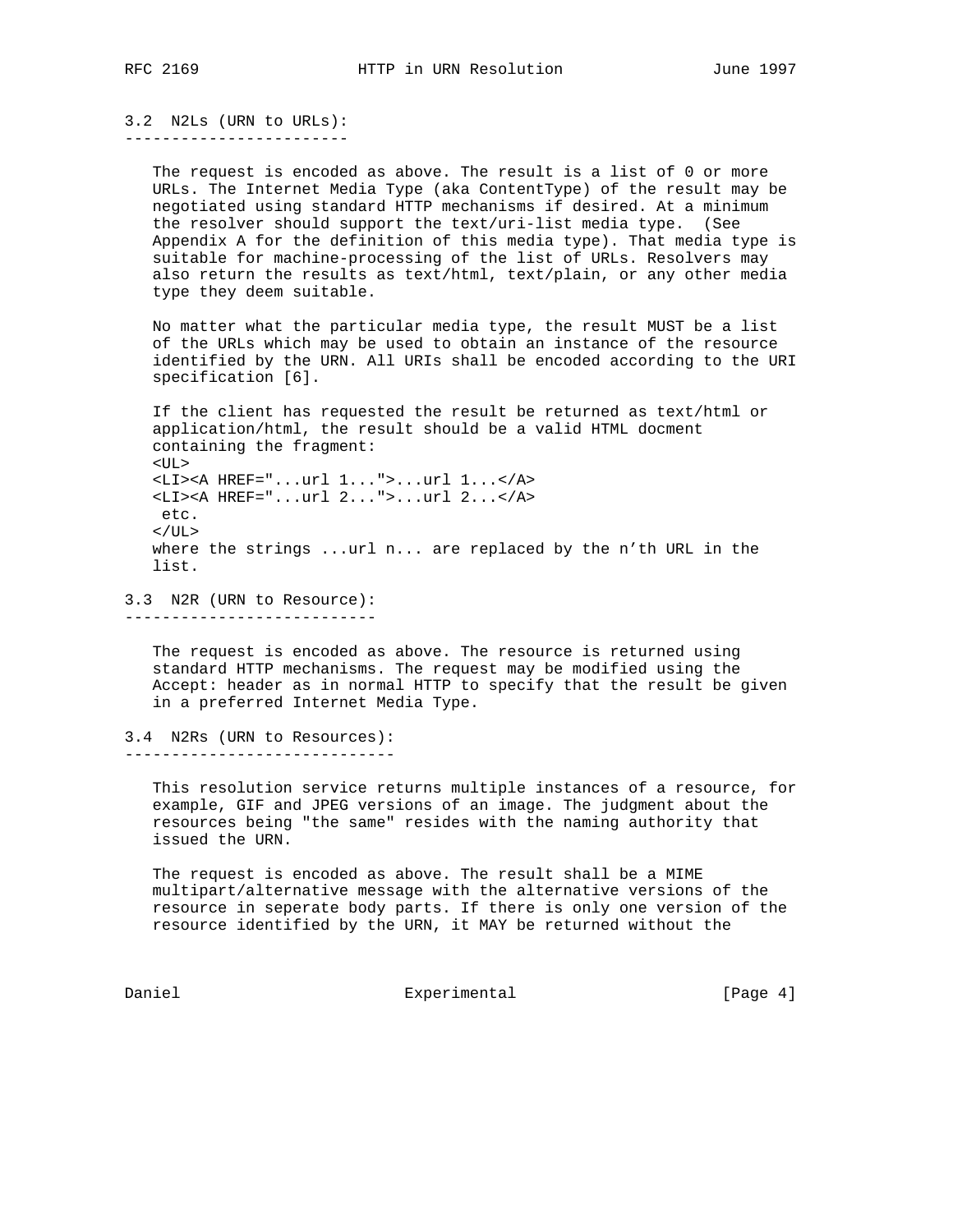## 3.2 N2Ls (URN to URLs):

The request is encoded as above. The result is a list of 0 or more URLs. The Internet Media Type (aka ContentType) of the result may be negotiated using standard HTTP mechanisms if desired. At a minimum the resolver should support the text/uri-list media type. (See Appendix A for the definition of this media type). That media type is suitable for machine-processing of the list of URLs. Resolvers may also return the results as text/html, text/plain, or any other media type they deem suitable.

No matter what the particular media type, the result MUST be a list of the URLs which may be used to obtain an instance of the resource identified by the URN. All URIs shall be encoded according to the URI specification [6].

If the client has requested the result be returned as text/html or application/html, the result should be a valid HTML docment containing the fragment:

```
<UL>
<LI><A HREF="...url 1...">...url 1...</A>
<LI><A HREF="...url 2...">...url 2...</A>
 etc.
</UL>
```

where the strings ...url n... are replaced by the n'th URL in the list.

## 3.3 N2R (URN to Resource):

The request is encoded as above. The resource is returned using standard HTTP mechanisms. The request may be modified using the Accept: header as in normal HTTP to specify that the result be given in a preferred Internet Media Type.

## 3.4 N2Rs (URN to Resources):

This resolution service returns multiple instances of a resource, for example, GIF and JPEG versions of an image. The judgment about the resources being "the same" resides with the naming authority that issued the URN.

The request is encoded as above. The result shall be a MIME multipart/alternative message with the alternative versions of the resource in seperate body parts. If there is only one version of the resource identified by the URN, it MAY be returned without the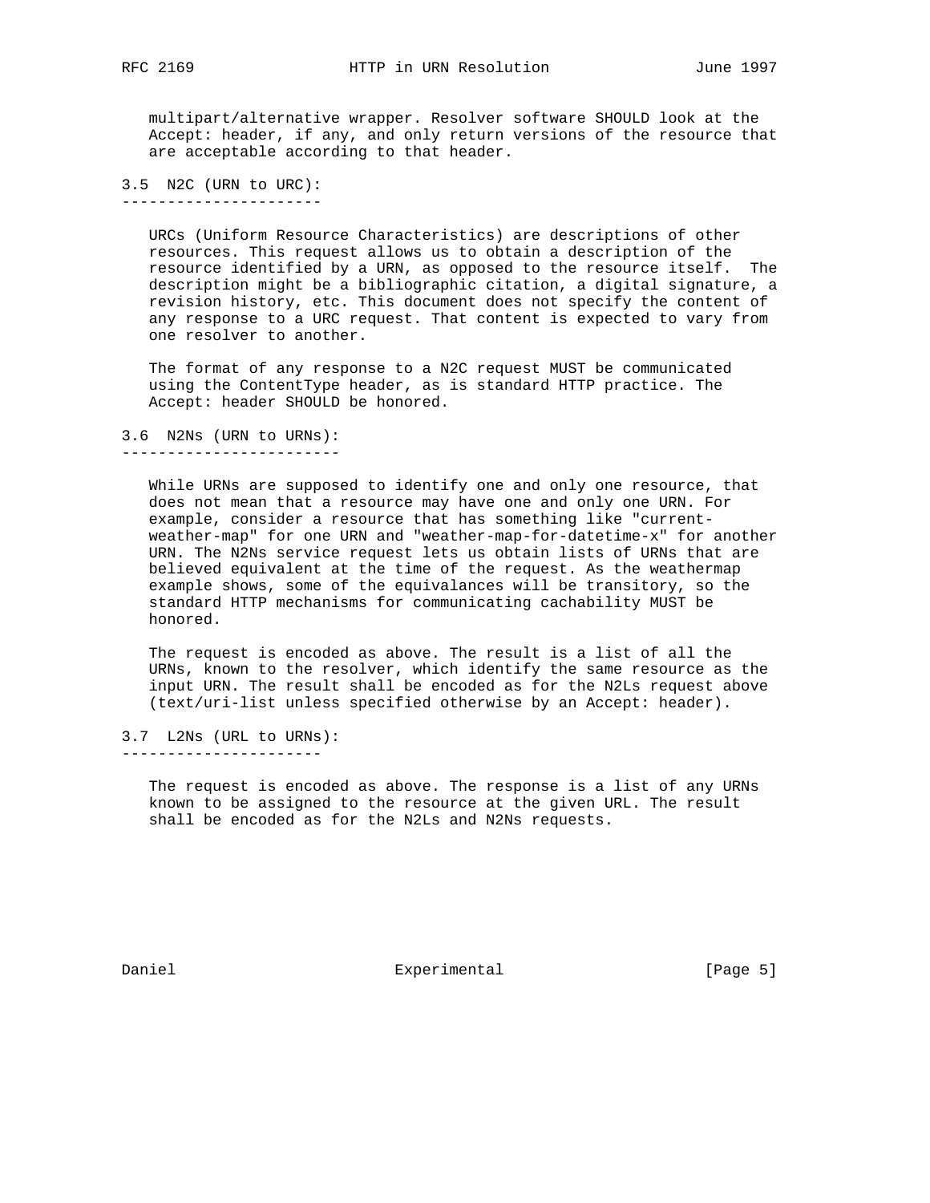multipart/alternative wrapper. Resolver software SHOULD look at the Accept: header, if any, and only return versions of the resource that are acceptable according to that header.

## 3.5 N2C (URN to URC):

URCs (Uniform Resource Characteristics) are descriptions of other resources. This request allows us to obtain a description of the resource identified by a URN, as opposed to the resource itself. The description might be a bibliographic citation, a digital signature, a revision history, etc. This document does not specify the content of any response to a URC request. That content is expected to vary from one resolver to another.

The format of any response to a N2C request MUST be communicated using the ContentType header, as is standard HTTP practice. The Accept: header SHOULD be honored.

## 3.6 N2Ns (URN to URNs):

While URNs are supposed to identify one and only one resource, that does not mean that a resource may have one and only one URN. For example, consider a resource that has something like "current-weather-map" for one URN and "weather-map-for-datetime-x" for another URN. The N2Ns service request lets us obtain lists of URNs that are believed equivalent at the time of the request. As the weathermap example shows, some of the equivalances will be transitory, so the standard HTTP mechanisms for communicating cachability MUST be honored.

The request is encoded as above. The result is a list of all the URNs, known to the resolver, which identify the same resource as the input URN. The result shall be encoded as for the N2Ls request above (text/uri-list unless specified otherwise by an Accept: header).

## 3.7 L2Ns (URL to URNs):

The request is encoded as above. The response is a list of any URNs known to be assigned to the resource at the given URL. The result shall be encoded as for the N2Ls and N2Ns requests.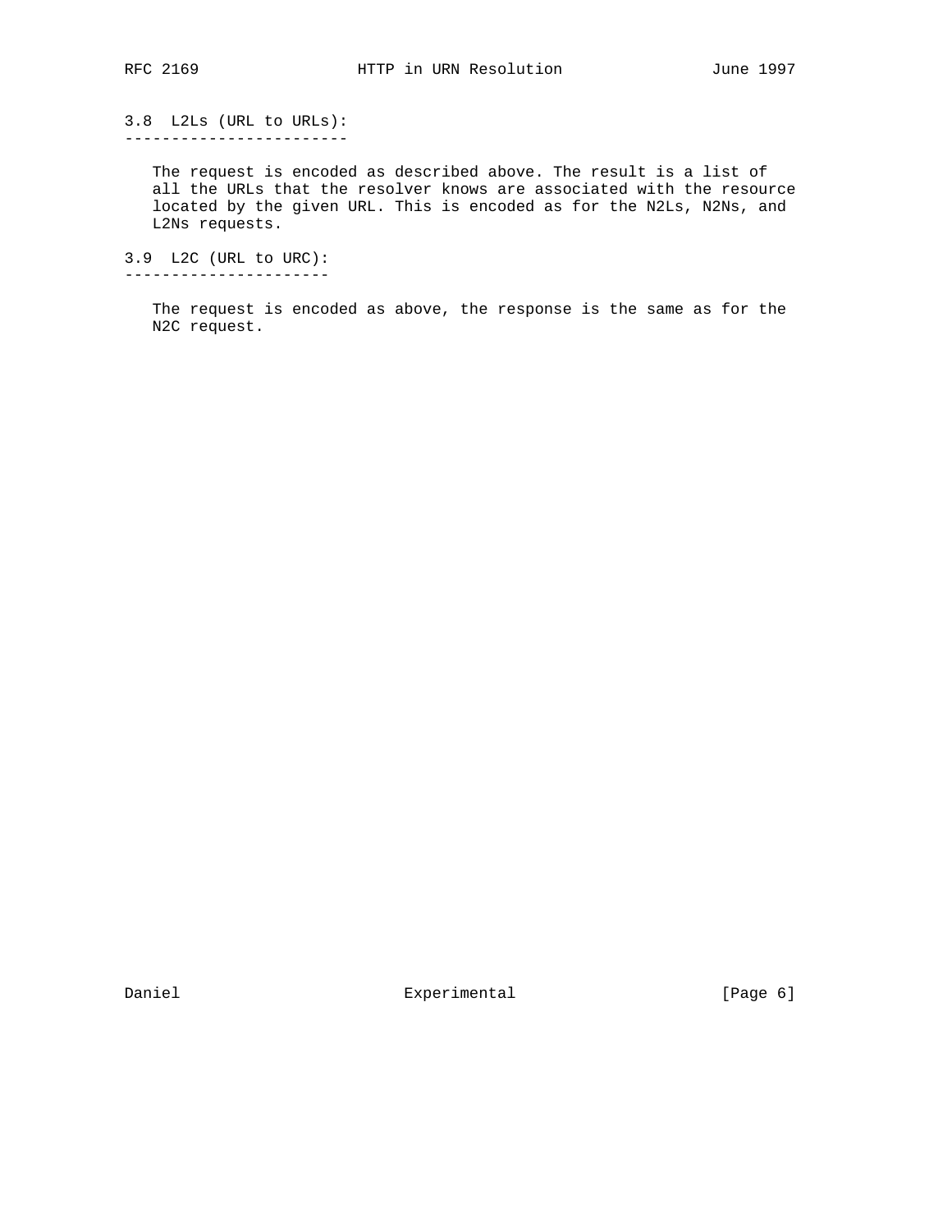### 3.8  L2Ls (URL to URLs):

The request is encoded as described above. The result is a list of all the URLs that the resolver knows are associated with the resource located by the given URL. This is encoded as for the N2Ls, N2Ns, and L2Ns requests.

### 3.9  L2C (URL to URC):

The request is encoded as above, the response is the same as for the N2C request.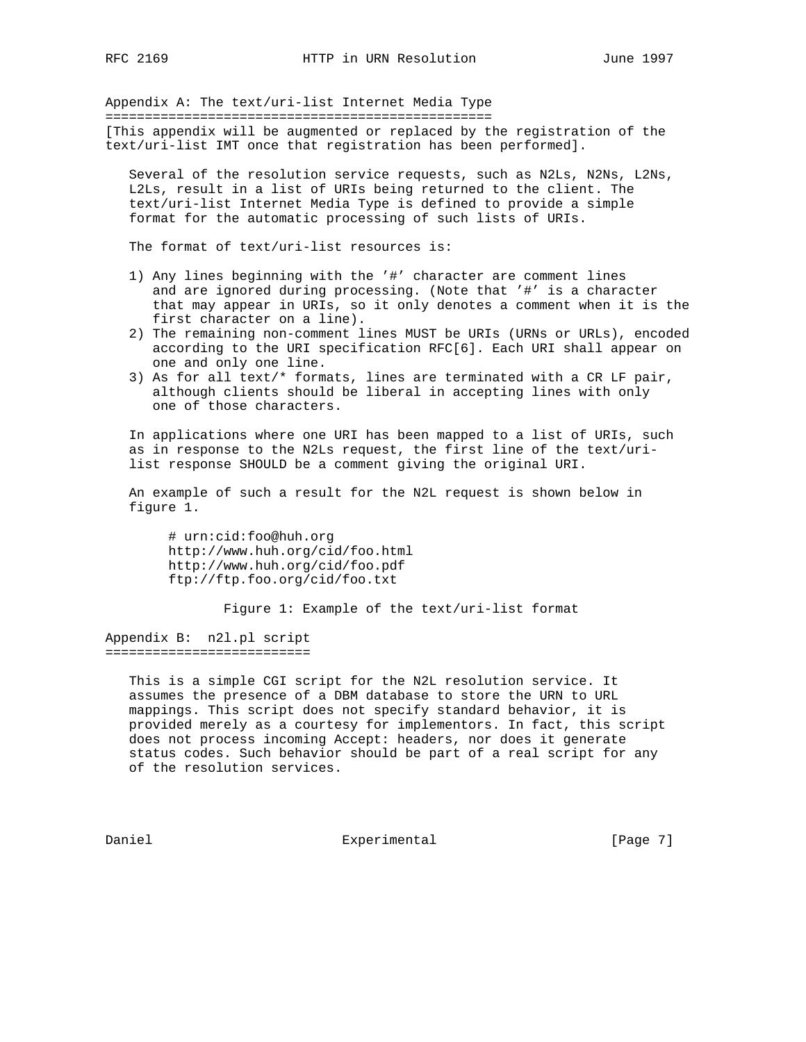## Appendix A: The text/uri-list Internet Media Type

[This appendix will be augmented or replaced by the registration of the text/uri-list IMT once that registration has been performed].

Several of the resolution service requests, such as N2Ls, N2Ns, L2Ns, L2Ls, result in a list of URIs being returned to the client. The text/uri-list Internet Media Type is defined to provide a simple format for the automatic processing of such lists of URIs.

The format of text/uri-list resources is:

1) Any lines beginning with the '#' character are comment lines and are ignored during processing. (Note that '#' is a character that may appear in URIs, so it only denotes a comment when it is the first character on a line).
2) The remaining non-comment lines MUST be URIs (URNs or URLs), encoded according to the URI specification RFC[6]. Each URI shall appear on one and only one line.
3) As for all text/* formats, lines are terminated with a CR LF pair, although clients should be liberal in accepting lines with only one of those characters.

In applications where one URI has been mapped to a list of URIs, such as in response to the N2Ls request, the first line of the text/uri-list response SHOULD be a comment giving the original URI.

An example of such a result for the N2L request is shown below in figure 1.

```
# urn:cid:foo@huh.org
http://www.huh.org/cid/foo.html
http://www.huh.org/cid/foo.pdf
ftp://ftp.foo.org/cid/foo.txt
```

Figure 1: Example of the text/uri-list format

## Appendix B: n2l.pl script

This is a simple CGI script for the N2L resolution service. It assumes the presence of a DBM database to store the URN to URL mappings. This script does not specify standard behavior, it is provided merely as a courtesy for implementors. In fact, this script does not process incoming Accept: headers, nor does it generate status codes. Such behavior should be part of a real script for any of the resolution services.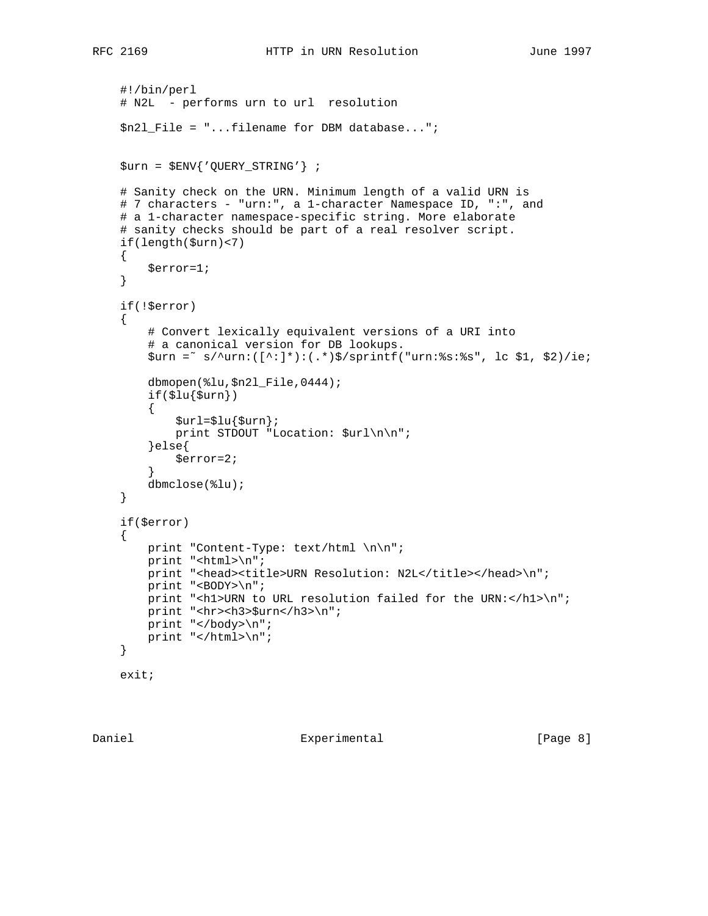```perl
#!/bin/perl
# N2L  - performs urn to url  resolution

$n2l_File = "...filename for DBM database...";


$urn = $ENV{'QUERY_STRING'} ;

# Sanity check on the URN. Minimum length of a valid URN is
# 7 characters - "urn:", a 1-character Namespace ID, ":", and
# a 1-character namespace-specific string. More elaborate
# sanity checks should be part of a real resolver script.
if(length($urn)<7)
{
    $error=1;
}

if(!$error)
{
    # Convert lexically equivalent versions of a URI into
    # a canonical version for DB lookups.
    $urn =~ s/^urn:([^:]*):(.*)$/sprintf("urn:%s:%s", lc $1, $2)/ie;

    dbmopen(%lu,$n2l_File,0444);
    if($lu{$urn})
    {
        $url=$lu{$urn};
        print STDOUT "Location: $url\n\n";
    }else{
        $error=2;
    }
    dbmclose(%lu);
}

if($error)
{
    print "Content-Type: text/html \n\n";
    print "<html>\n";
    print "<head><title>URN Resolution: N2L</title></head>\n";
    print "<BODY>\n";
    print "<h1>URN to URL resolution failed for the URN:</h1>\n";
    print "<hr><h3>$urn</h3>\n";
    print "</body>\n";
    print "</html>\n";
}

exit;
```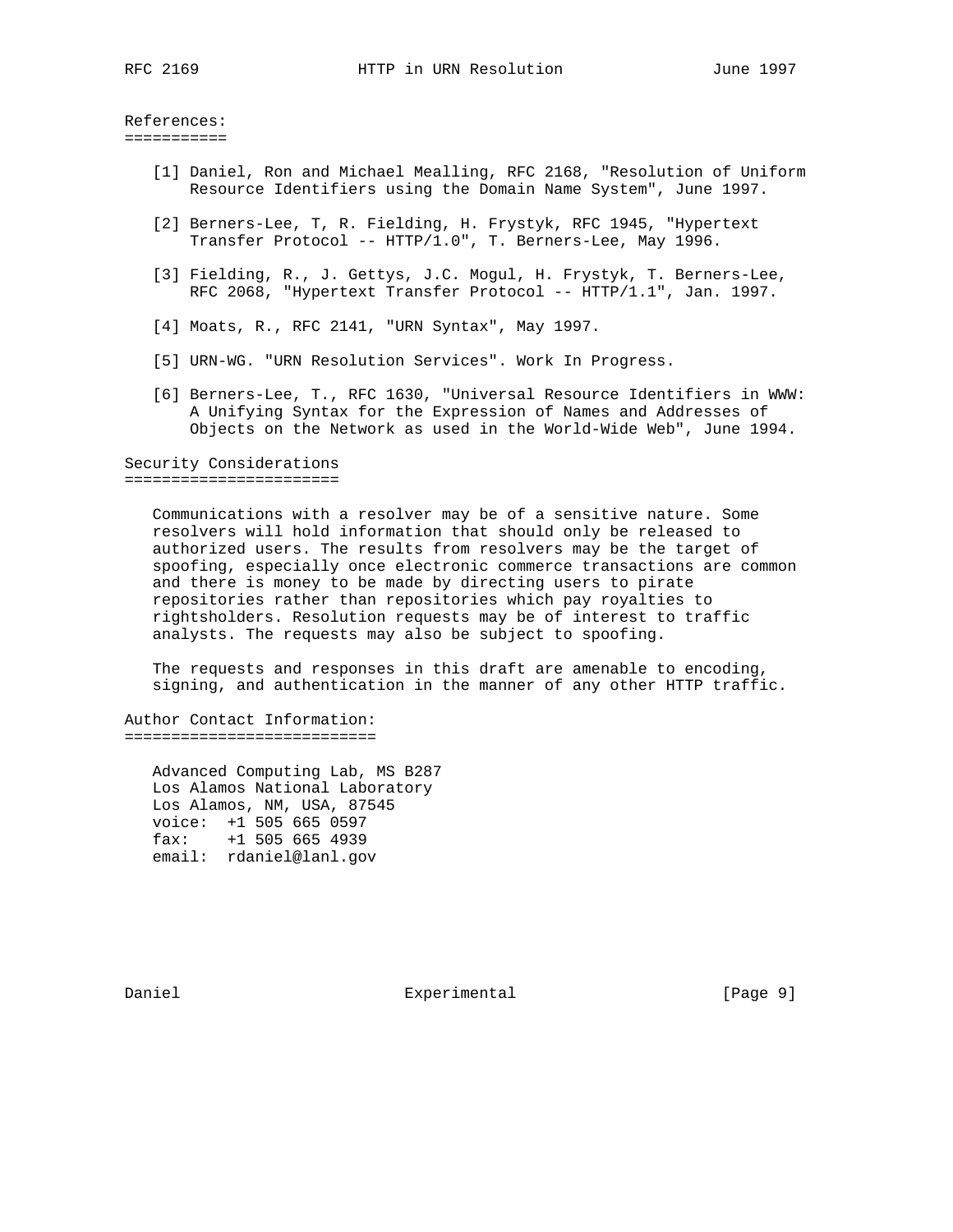## References:

[1] Daniel, Ron and Michael Mealling, RFC 2168, "Resolution of Uniform Resource Identifiers using the Domain Name System", June 1997.

[2] Berners-Lee, T, R. Fielding, H. Frystyk, RFC 1945, "Hypertext Transfer Protocol -- HTTP/1.0", T. Berners-Lee, May 1996.

[3] Fielding, R., J. Gettys, J.C. Mogul, H. Frystyk, T. Berners-Lee, RFC 2068, "Hypertext Transfer Protocol -- HTTP/1.1", Jan. 1997.

[4] Moats, R., RFC 2141, "URN Syntax", May 1997.

[5] URN-WG. "URN Resolution Services". Work In Progress.

[6] Berners-Lee, T., RFC 1630, "Universal Resource Identifiers in WWW: A Unifying Syntax for the Expression of Names and Addresses of Objects on the Network as used in the World-Wide Web", June 1994.

## Security Considerations

Communications with a resolver may be of a sensitive nature. Some resolvers will hold information that should only be released to authorized users. The results from resolvers may be the target of spoofing, especially once electronic commerce transactions are common and there is money to be made by directing users to pirate repositories rather than repositories which pay royalties to rightsholders. Resolution requests may be of interest to traffic analysts. The requests may also be subject to spoofing.

The requests and responses in this draft are amenable to encoding, signing, and authentication in the manner of any other HTTP traffic.

## Author Contact Information:

Advanced Computing Lab, MS B287
Los Alamos National Laboratory
Los Alamos, NM, USA, 87545
voice: +1 505 665 0597
fax: +1 505 665 4939
email: rdaniel@lanl.gov